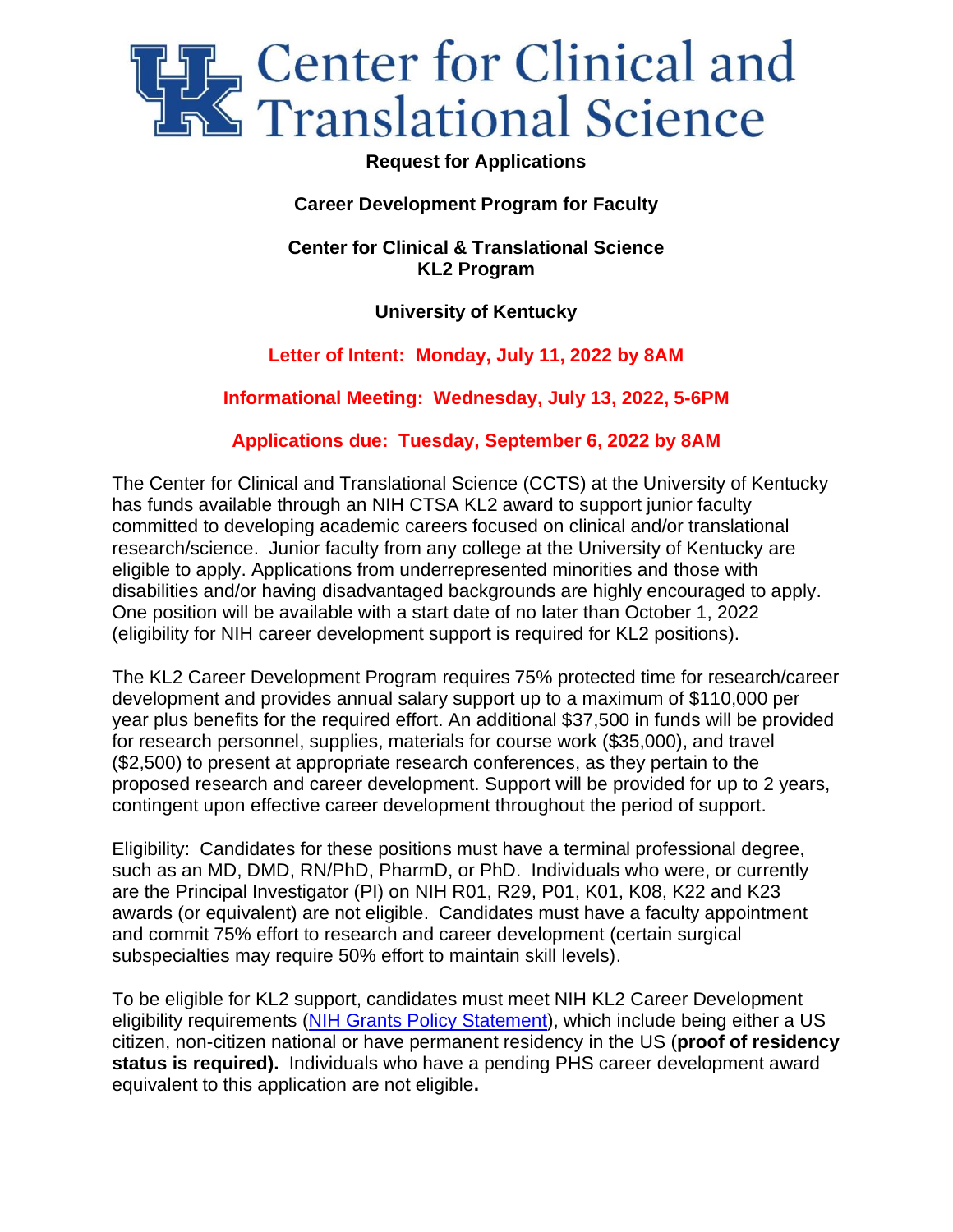# Center for Clinical and Translational Science

**Request for Applications**

**Career Development Program for Faculty**

**Center for Clinical & Translational Science**
**KL2 Program**

**University of Kentucky**

**Letter of Intent: Monday, July 11, 2022 by 8AM**

**Informational Meeting: Wednesday, July 13, 2022, 5-6PM**

**Applications due: Tuesday, September 6, 2022 by 8AM**

The Center for Clinical and Translational Science (CCTS) at the University of Kentucky has funds available through an NIH CTSA KL2 award to support junior faculty committed to developing academic careers focused on clinical and/or translational research/science. Junior faculty from any college at the University of Kentucky are eligible to apply. Applications from underrepresented minorities and those with disabilities and/or having disadvantaged backgrounds are highly encouraged to apply. One position will be available with a start date of no later than October 1, 2022 (eligibility for NIH career development support is required for KL2 positions).

The KL2 Career Development Program requires 75% protected time for research/career development and provides annual salary support up to a maximum of $110,000 per year plus benefits for the required effort. An additional $37,500 in funds will be provided for research personnel, supplies, materials for course work ($35,000), and travel ($2,500) to present at appropriate research conferences, as they pertain to the proposed research and career development. Support will be provided for up to 2 years, contingent upon effective career development throughout the period of support.

Eligibility: Candidates for these positions must have a terminal professional degree, such as an MD, DMD, RN/PhD, PharmD, or PhD. Individuals who were, or currently are the Principal Investigator (PI) on NIH R01, R29, P01, K01, K08, K22 and K23 awards (or equivalent) are not eligible. Candidates must have a faculty appointment and commit 75% effort to research and career development (certain surgical subspecialties may require 50% effort to maintain skill levels).

To be eligible for KL2 support, candidates must meet NIH KL2 Career Development eligibility requirements (NIH Grants Policy Statement), which include being either a US citizen, non-citizen national or have permanent residency in the US (**proof of residency status is required).** Individuals who have a pending PHS career development award equivalent to this application are not eligible**.**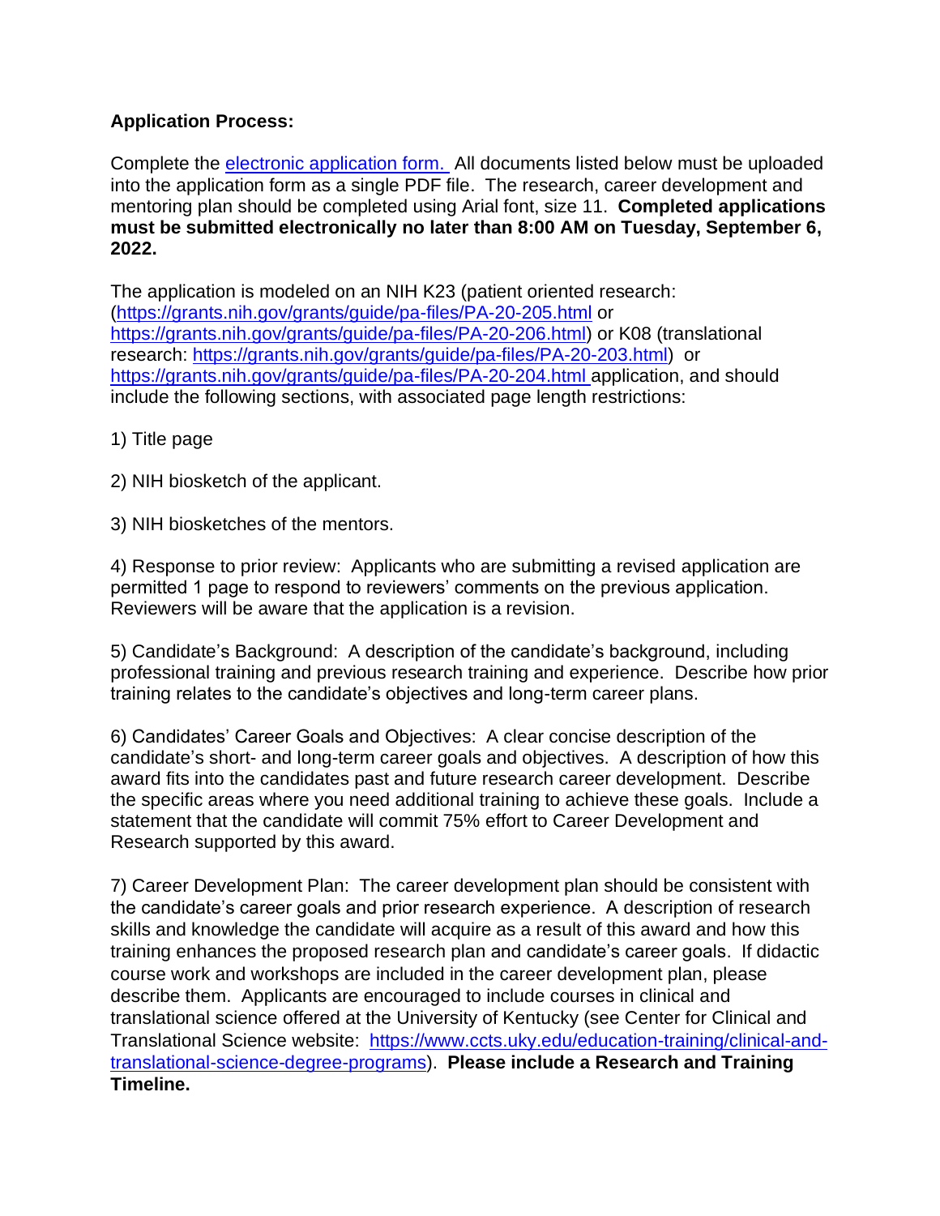**Application Process:**

Complete the [electronic application form.](#) All documents listed below must be uploaded into the application form as a single PDF file. The research, career development and mentoring plan should be completed using Arial font, size 11. **Completed applications must be submitted electronically no later than 8:00 AM on Tuesday, September 6, 2022.**

The application is modeled on an NIH K23 (patient oriented research: (https://grants.nih.gov/grants/guide/pa-files/PA-20-205.html or https://grants.nih.gov/grants/guide/pa-files/PA-20-206.html) or K08 (translational research: https://grants.nih.gov/grants/guide/pa-files/PA-20-203.html) or https://grants.nih.gov/grants/guide/pa-files/PA-20-204.html application, and should include the following sections, with associated page length restrictions:

1) Title page

2) NIH biosketch of the applicant.

3) NIH biosketches of the mentors.

4) Response to prior review: Applicants who are submitting a revised application are permitted 1 page to respond to reviewers' comments on the previous application. Reviewers will be aware that the application is a revision.

5) Candidate's Background: A description of the candidate's background, including professional training and previous research training and experience. Describe how prior training relates to the candidate's objectives and long-term career plans.

6) Candidates' Career Goals and Objectives: A clear concise description of the candidate's short- and long-term career goals and objectives. A description of how this award fits into the candidates past and future research career development. Describe the specific areas where you need additional training to achieve these goals. Include a statement that the candidate will commit 75% effort to Career Development and Research supported by this award.

7) Career Development Plan: The career development plan should be consistent with the candidate's career goals and prior research experience. A description of research skills and knowledge the candidate will acquire as a result of this award and how this training enhances the proposed research plan and candidate's career goals. If didactic course work and workshops are included in the career development plan, please describe them. Applicants are encouraged to include courses in clinical and translational science offered at the University of Kentucky (see Center for Clinical and Translational Science website: https://www.ccts.uky.edu/education-training/clinical-and-translational-science-degree-programs). **Please include a Research and Training Timeline.**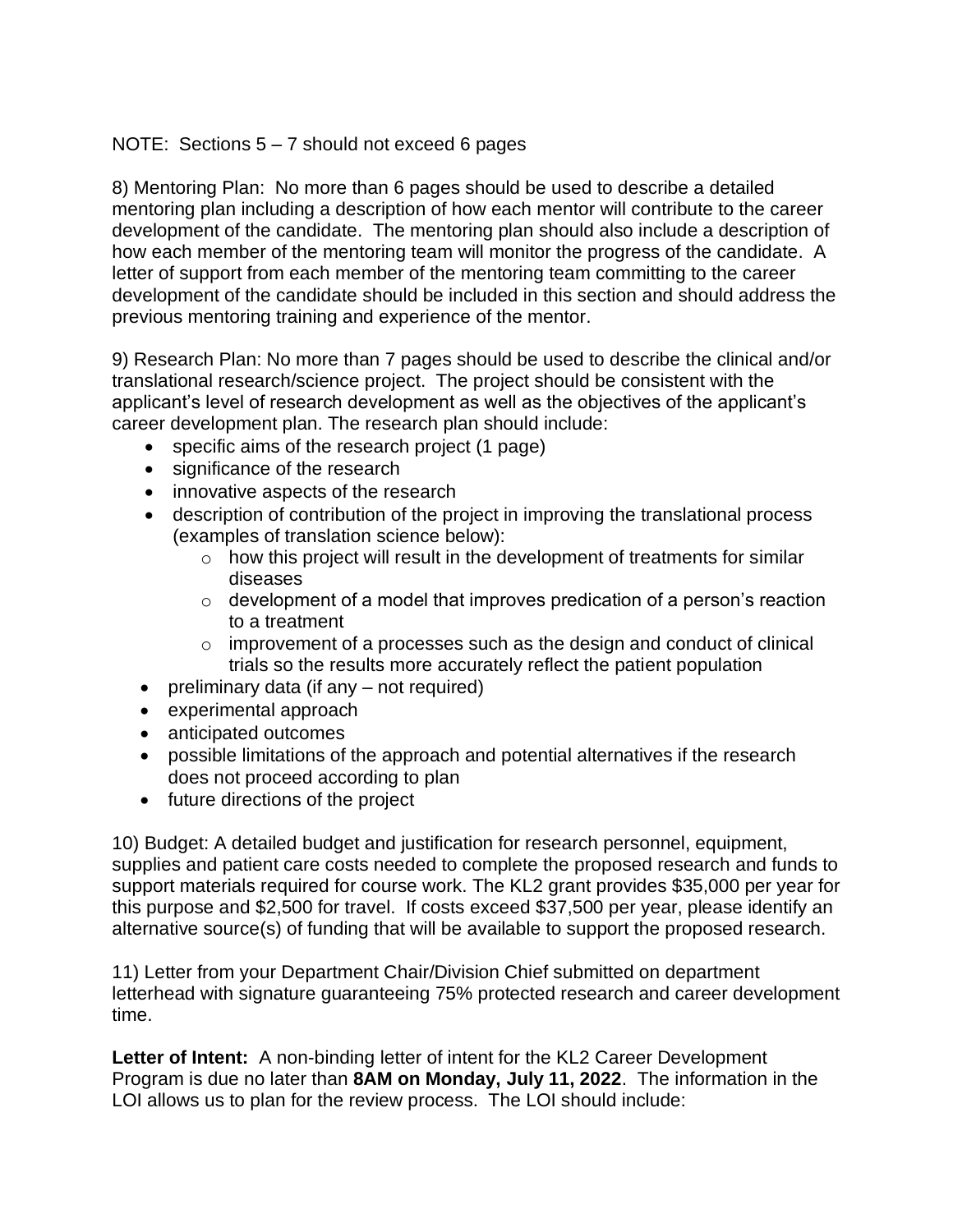NOTE: Sections 5 – 7 should not exceed 6 pages

8) Mentoring Plan: No more than 6 pages should be used to describe a detailed mentoring plan including a description of how each mentor will contribute to the career development of the candidate. The mentoring plan should also include a description of how each member of the mentoring team will monitor the progress of the candidate. A letter of support from each member of the mentoring team committing to the career development of the candidate should be included in this section and should address the previous mentoring training and experience of the mentor.

9) Research Plan: No more than 7 pages should be used to describe the clinical and/or translational research/science project. The project should be consistent with the applicant's level of research development as well as the objectives of the applicant's career development plan. The research plan should include:

- specific aims of the research project (1 page)
- significance of the research
- innovative aspects of the research
- description of contribution of the project in improving the translational process (examples of translation science below):
  - how this project will result in the development of treatments for similar diseases
  - development of a model that improves predication of a person's reaction to a treatment
  - improvement of a processes such as the design and conduct of clinical trials so the results more accurately reflect the patient population
- preliminary data (if any – not required)
- experimental approach
- anticipated outcomes
- possible limitations of the approach and potential alternatives if the research does not proceed according to plan
- future directions of the project

10) Budget: A detailed budget and justification for research personnel, equipment, supplies and patient care costs needed to complete the proposed research and funds to support materials required for course work. The KL2 grant provides $35,000 per year for this purpose and $2,500 for travel. If costs exceed $37,500 per year, please identify an alternative source(s) of funding that will be available to support the proposed research.

11) Letter from your Department Chair/Division Chief submitted on department letterhead with signature guaranteeing 75% protected research and career development time.

**Letter of Intent:** A non-binding letter of intent for the KL2 Career Development Program is due no later than **8AM on Monday, July 11, 2022**. The information in the LOI allows us to plan for the review process. The LOI should include: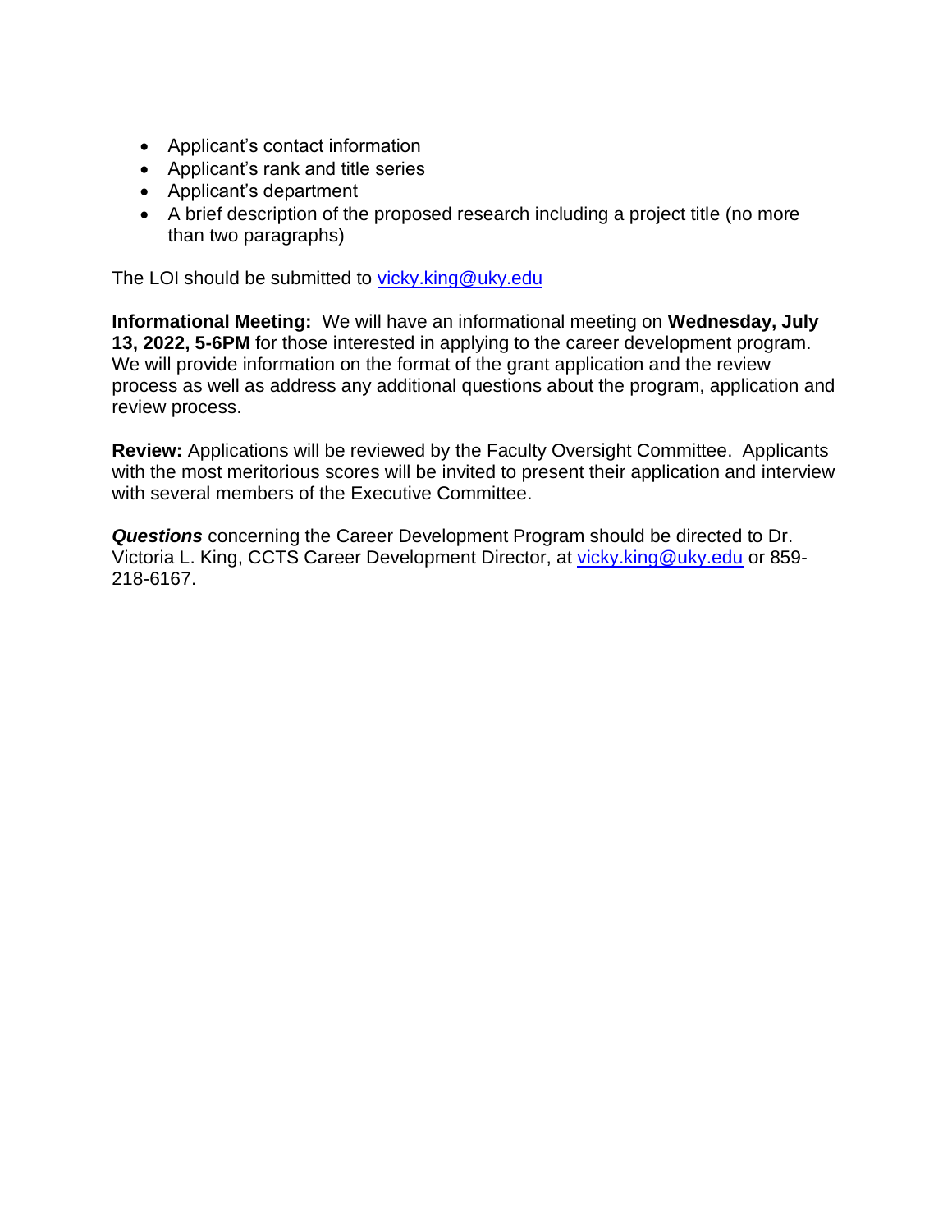- Applicant's contact information
- Applicant's rank and title series
- Applicant's department
- A brief description of the proposed research including a project title (no more than two paragraphs)

The LOI should be submitted to vicky.king@uky.edu

**Informational Meeting:** We will have an informational meeting on **Wednesday, July 13, 2022, 5-6PM** for those interested in applying to the career development program. We will provide information on the format of the grant application and the review process as well as address any additional questions about the program, application and review process.

**Review:** Applications will be reviewed by the Faculty Oversight Committee. Applicants with the most meritorious scores will be invited to present their application and interview with several members of the Executive Committee.

***Questions*** concerning the Career Development Program should be directed to Dr. Victoria L. King, CCTS Career Development Director, at vicky.king@uky.edu or 859-218-6167.